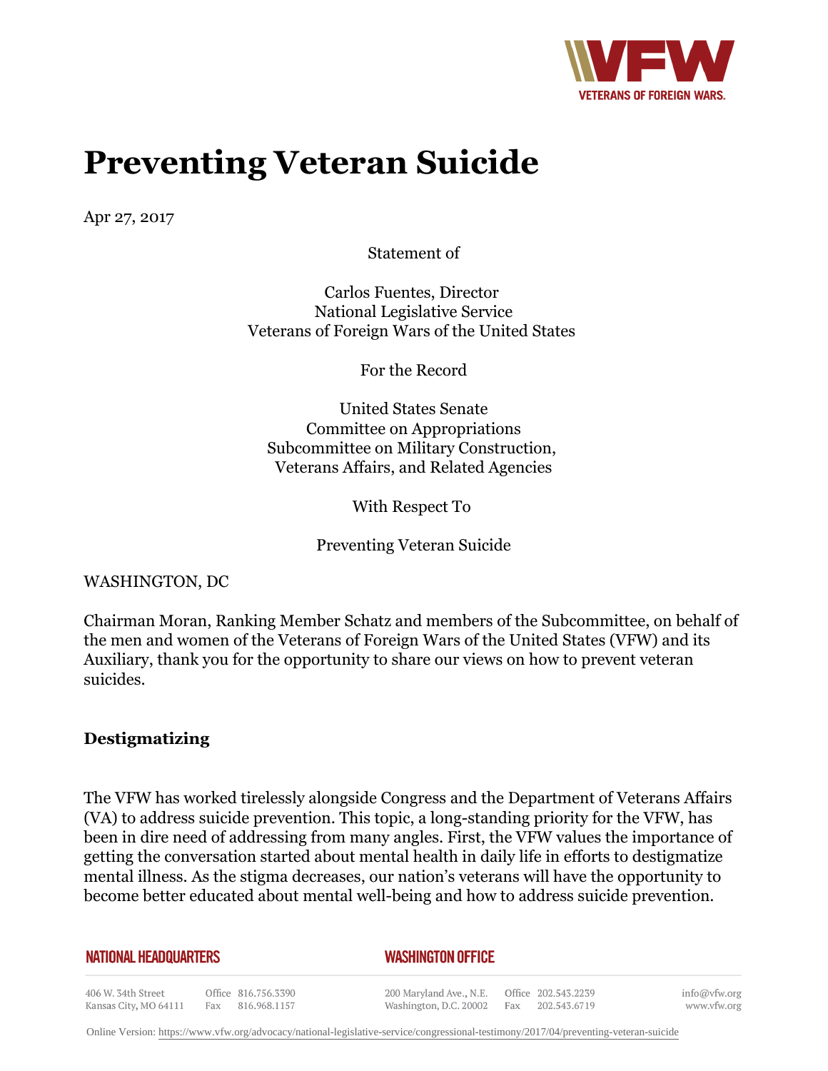# Preventing Veteran Suicide

Apr 27, 2017

Statement of

Carlos Fuentes, Director
National Legislative Service
Veterans of Foreign Wars of the United States

For the Record

United States Senate
Committee on Appropriations
Subcommittee on Military Construction,
Veterans Affairs, and Related Agencies

With Respect To

Preventing Veteran Suicide

WASHINGTON, DC

Chairman Moran, Ranking Member Schatz and members of the Subcommittee, on behalf of the men and women of the Veterans of Foreign Wars of the United States (VFW) and its Auxiliary, thank you for the opportunity to share our views on how to prevent veteran suicides.

**Destigmatizing**

The VFW has worked tirelessly alongside Congress and the Department of Veterans Affairs (VA) to address suicide prevention. This topic, a long-standing priority for the VFW, has been in dire need of addressing from many angles. First, the VFW values the importance of getting the conversation started about mental health in daily life in efforts to destigmatize mental illness. As the stigma decreases, our nation's veterans will have the opportunity to become better educated about mental well-being and how to address suicide prevention.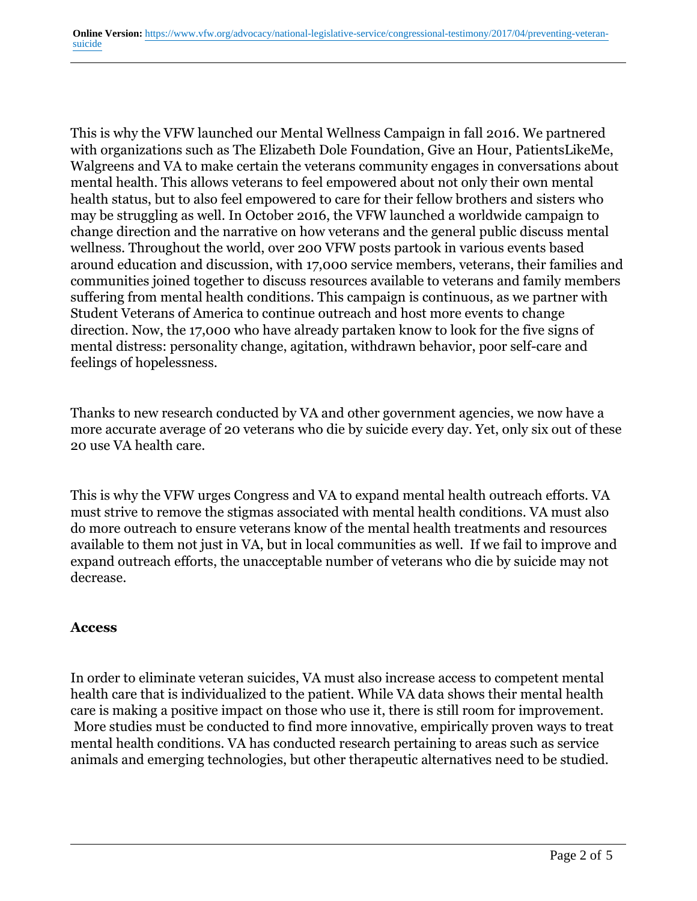This is why the VFW launched our Mental Wellness Campaign in fall 2016. We partnered with organizations such as The Elizabeth Dole Foundation, Give an Hour, PatientsLikeMe, Walgreens and VA to make certain the veterans community engages in conversations about mental health. This allows veterans to feel empowered about not only their own mental health status, but to also feel empowered to care for their fellow brothers and sisters who may be struggling as well. In October 2016, the VFW launched a worldwide campaign to change direction and the narrative on how veterans and the general public discuss mental wellness. Throughout the world, over 200 VFW posts partook in various events based around education and discussion, with 17,000 service members, veterans, their families and communities joined together to discuss resources available to veterans and family members suffering from mental health conditions. This campaign is continuous, as we partner with Student Veterans of America to continue outreach and host more events to change direction. Now, the 17,000 who have already partaken know to look for the five signs of mental distress: personality change, agitation, withdrawn behavior, poor self-care and feelings of hopelessness.

Thanks to new research conducted by VA and other government agencies, we now have a more accurate average of 20 veterans who die by suicide every day. Yet, only six out of these 20 use VA health care.

This is why the VFW urges Congress and VA to expand mental health outreach efforts. VA must strive to remove the stigmas associated with mental health conditions. VA must also do more outreach to ensure veterans know of the mental health treatments and resources available to them not just in VA, but in local communities as well. If we fail to improve and expand outreach efforts, the unacceptable number of veterans who die by suicide may not decrease.

**Access**

In order to eliminate veteran suicides, VA must also increase access to competent mental health care that is individualized to the patient. While VA data shows their mental health care is making a positive impact on those who use it, there is still room for improvement. More studies must be conducted to find more innovative, empirically proven ways to treat mental health conditions. VA has conducted research pertaining to areas such as service animals and emerging technologies, but other therapeutic alternatives need to be studied.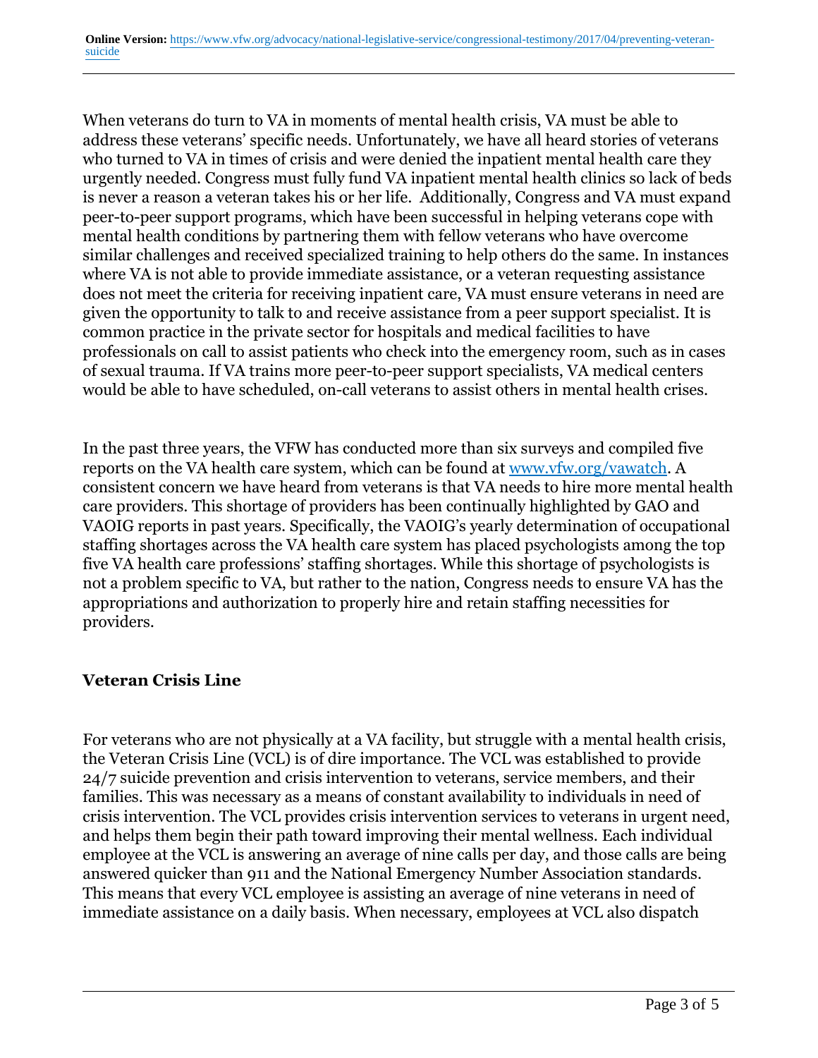When veterans do turn to VA in moments of mental health crisis, VA must be able to address these veterans' specific needs. Unfortunately, we have all heard stories of veterans who turned to VA in times of crisis and were denied the inpatient mental health care they urgently needed. Congress must fully fund VA inpatient mental health clinics so lack of beds is never a reason a veteran takes his or her life.  Additionally, Congress and VA must expand peer-to-peer support programs, which have been successful in helping veterans cope with mental health conditions by partnering them with fellow veterans who have overcome similar challenges and received specialized training to help others do the same. In instances where VA is not able to provide immediate assistance, or a veteran requesting assistance does not meet the criteria for receiving inpatient care, VA must ensure veterans in need are given the opportunity to talk to and receive assistance from a peer support specialist. It is common practice in the private sector for hospitals and medical facilities to have professionals on call to assist patients who check into the emergency room, such as in cases of sexual trauma. If VA trains more peer-to-peer support specialists, VA medical centers would be able to have scheduled, on-call veterans to assist others in mental health crises.

In the past three years, the VFW has conducted more than six surveys and compiled five reports on the VA health care system, which can be found at [www.vfw.org/vawatch](http://www.vfw.org/vawatch). A consistent concern we have heard from veterans is that VA needs to hire more mental health care providers. This shortage of providers has been continually highlighted by GAO and VAOIG reports in past years. Specifically, the VAOIG's yearly determination of occupational staffing shortages across the VA health care system has placed psychologists among the top five VA health care professions' staffing shortages. While this shortage of psychologists is not a problem specific to VA, but rather to the nation, Congress needs to ensure VA has the appropriations and authorization to properly hire and retain staffing necessities for providers.

### Veteran Crisis Line

For veterans who are not physically at a VA facility, but struggle with a mental health crisis, the Veteran Crisis Line (VCL) is of dire importance. The VCL was established to provide 24/7 suicide prevention and crisis intervention to veterans, service members, and their families. This was necessary as a means of constant availability to individuals in need of crisis intervention. The VCL provides crisis intervention services to veterans in urgent need, and helps them begin their path toward improving their mental wellness. Each individual employee at the VCL is answering an average of nine calls per day, and those calls are being answered quicker than 911 and the National Emergency Number Association standards. This means that every VCL employee is assisting an average of nine veterans in need of immediate assistance on a daily basis. When necessary, employees at VCL also dispatch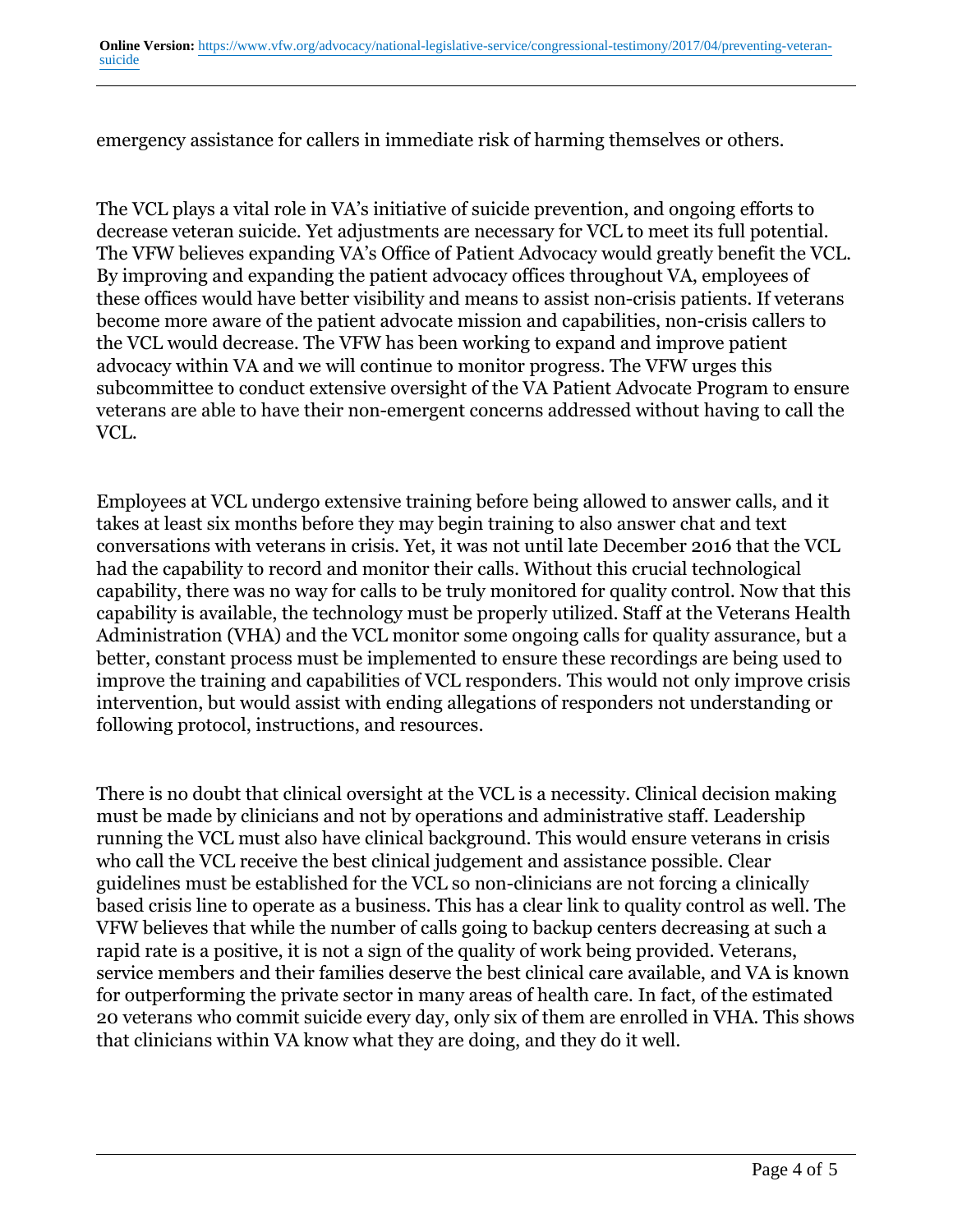emergency assistance for callers in immediate risk of harming themselves or others.

The VCL plays a vital role in VA's initiative of suicide prevention, and ongoing efforts to decrease veteran suicide. Yet adjustments are necessary for VCL to meet its full potential. The VFW believes expanding VA's Office of Patient Advocacy would greatly benefit the VCL. By improving and expanding the patient advocacy offices throughout VA, employees of these offices would have better visibility and means to assist non-crisis patients. If veterans become more aware of the patient advocate mission and capabilities, non-crisis callers to the VCL would decrease. The VFW has been working to expand and improve patient advocacy within VA and we will continue to monitor progress. The VFW urges this subcommittee to conduct extensive oversight of the VA Patient Advocate Program to ensure veterans are able to have their non-emergent concerns addressed without having to call the VCL.

Employees at VCL undergo extensive training before being allowed to answer calls, and it takes at least six months before they may begin training to also answer chat and text conversations with veterans in crisis. Yet, it was not until late December 2016 that the VCL had the capability to record and monitor their calls. Without this crucial technological capability, there was no way for calls to be truly monitored for quality control. Now that this capability is available, the technology must be properly utilized. Staff at the Veterans Health Administration (VHA) and the VCL monitor some ongoing calls for quality assurance, but a better, constant process must be implemented to ensure these recordings are being used to improve the training and capabilities of VCL responders. This would not only improve crisis intervention, but would assist with ending allegations of responders not understanding or following protocol, instructions, and resources.

There is no doubt that clinical oversight at the VCL is a necessity. Clinical decision making must be made by clinicians and not by operations and administrative staff. Leadership running the VCL must also have clinical background. This would ensure veterans in crisis who call the VCL receive the best clinical judgement and assistance possible. Clear guidelines must be established for the VCL so non-clinicians are not forcing a clinically based crisis line to operate as a business. This has a clear link to quality control as well. The VFW believes that while the number of calls going to backup centers decreasing at such a rapid rate is a positive, it is not a sign of the quality of work being provided. Veterans, service members and their families deserve the best clinical care available, and VA is known for outperforming the private sector in many areas of health care. In fact, of the estimated 20 veterans who commit suicide every day, only six of them are enrolled in VHA. This shows that clinicians within VA know what they are doing, and they do it well.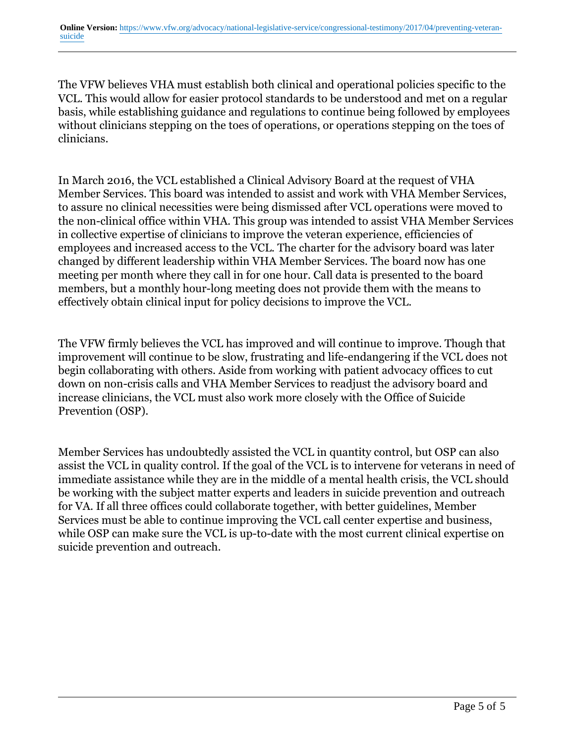The VFW believes VHA must establish both clinical and operational policies specific to the VCL. This would allow for easier protocol standards to be understood and met on a regular basis, while establishing guidance and regulations to continue being followed by employees without clinicians stepping on the toes of operations, or operations stepping on the toes of clinicians.

In March 2016, the VCL established a Clinical Advisory Board at the request of VHA Member Services. This board was intended to assist and work with VHA Member Services, to assure no clinical necessities were being dismissed after VCL operations were moved to the non-clinical office within VHA. This group was intended to assist VHA Member Services in collective expertise of clinicians to improve the veteran experience, efficiencies of employees and increased access to the VCL. The charter for the advisory board was later changed by different leadership within VHA Member Services. The board now has one meeting per month where they call in for one hour. Call data is presented to the board members, but a monthly hour-long meeting does not provide them with the means to effectively obtain clinical input for policy decisions to improve the VCL.

The VFW firmly believes the VCL has improved and will continue to improve. Though that improvement will continue to be slow, frustrating and life-endangering if the VCL does not begin collaborating with others. Aside from working with patient advocacy offices to cut down on non-crisis calls and VHA Member Services to readjust the advisory board and increase clinicians, the VCL must also work more closely with the Office of Suicide Prevention (OSP).

Member Services has undoubtedly assisted the VCL in quantity control, but OSP can also assist the VCL in quality control. If the goal of the VCL is to intervene for veterans in need of immediate assistance while they are in the middle of a mental health crisis, the VCL should be working with the subject matter experts and leaders in suicide prevention and outreach for VA. If all three offices could collaborate together, with better guidelines, Member Services must be able to continue improving the VCL call center expertise and business, while OSP can make sure the VCL is up-to-date with the most current clinical expertise on suicide prevention and outreach.